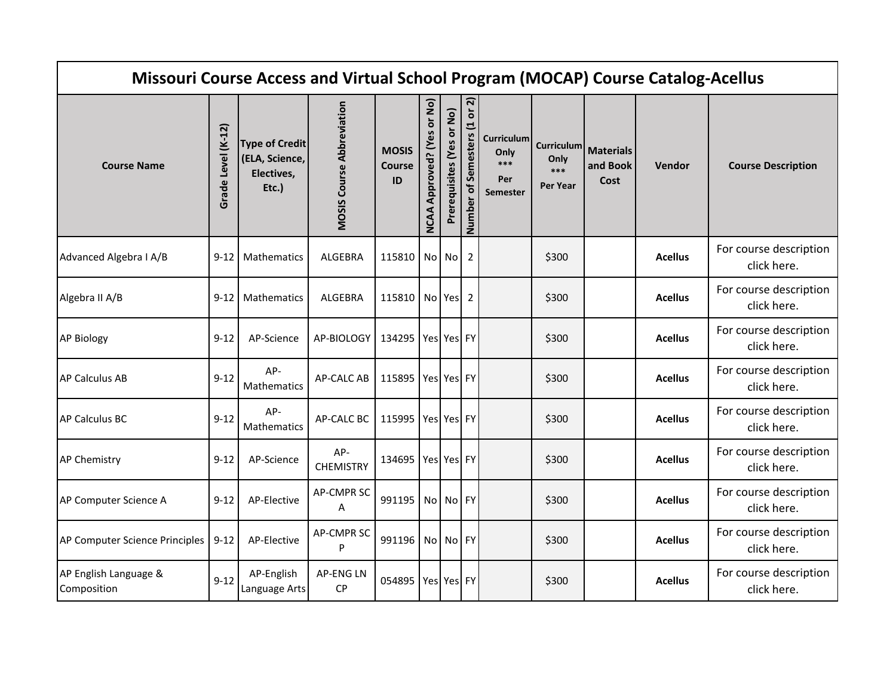# Missouri Course Access and Virtual School Program (MOCAP) Course Catalog-Acellus

| Course Name | Grade Level (K-12) | Type of Credit (ELA, Science, Electives, Etc.) | MOSIS Course Abbreviation | MOSIS Course ID | NCAA Approved? (Yes or No) | Prerequisites (Yes or No) | Number of Semesters (1 or 2) | Curriculum Only *** Per Semester | Curriculum Only *** Per Year | Materials and Book Cost | Vendor | Course Description |
|---|---|---|---|---|---|---|---|---|---|---|---|---|
| Advanced Algebra I A/B | 9-12 | Mathematics | ALGEBRA | 115810 | No | No | 2 | | $300 | | **Acellus** | For course description click here. |
| Algebra II A/B | 9-12 | Mathematics | ALGEBRA | 115810 | No | Yes | 2 | | $300 | | **Acellus** | For course description click here. |
| AP Biology | 9-12 | AP-Science | AP-BIOLOGY | 134295 | Yes | Yes | FY | | $300 | | **Acellus** | For course description click here. |
| AP Calculus AB | 9-12 | AP-Mathematics | AP-CALC AB | 115895 | Yes | Yes | FY | | $300 | | **Acellus** | For course description click here. |
| AP Calculus BC | 9-12 | AP-Mathematics | AP-CALC BC | 115995 | Yes | Yes | FY | | $300 | | **Acellus** | For course description click here. |
| AP Chemistry | 9-12 | AP-Science | AP-CHEMISTRY | 134695 | Yes | Yes | FY | | $300 | | **Acellus** | For course description click here. |
| AP Computer Science A | 9-12 | AP-Elective | AP-CMPR SC A | 991195 | No | No | FY | | $300 | | **Acellus** | For course description click here. |
| AP Computer Science Principles | 9-12 | AP-Elective | AP-CMPR SC P | 991196 | No | No | FY | | $300 | | **Acellus** | For course description click here. |
| AP English Language & Composition | 9-12 | AP-English Language Arts | AP-ENG LN CP | 054895 | Yes | Yes | FY | | $300 | | **Acellus** | For course description click here. |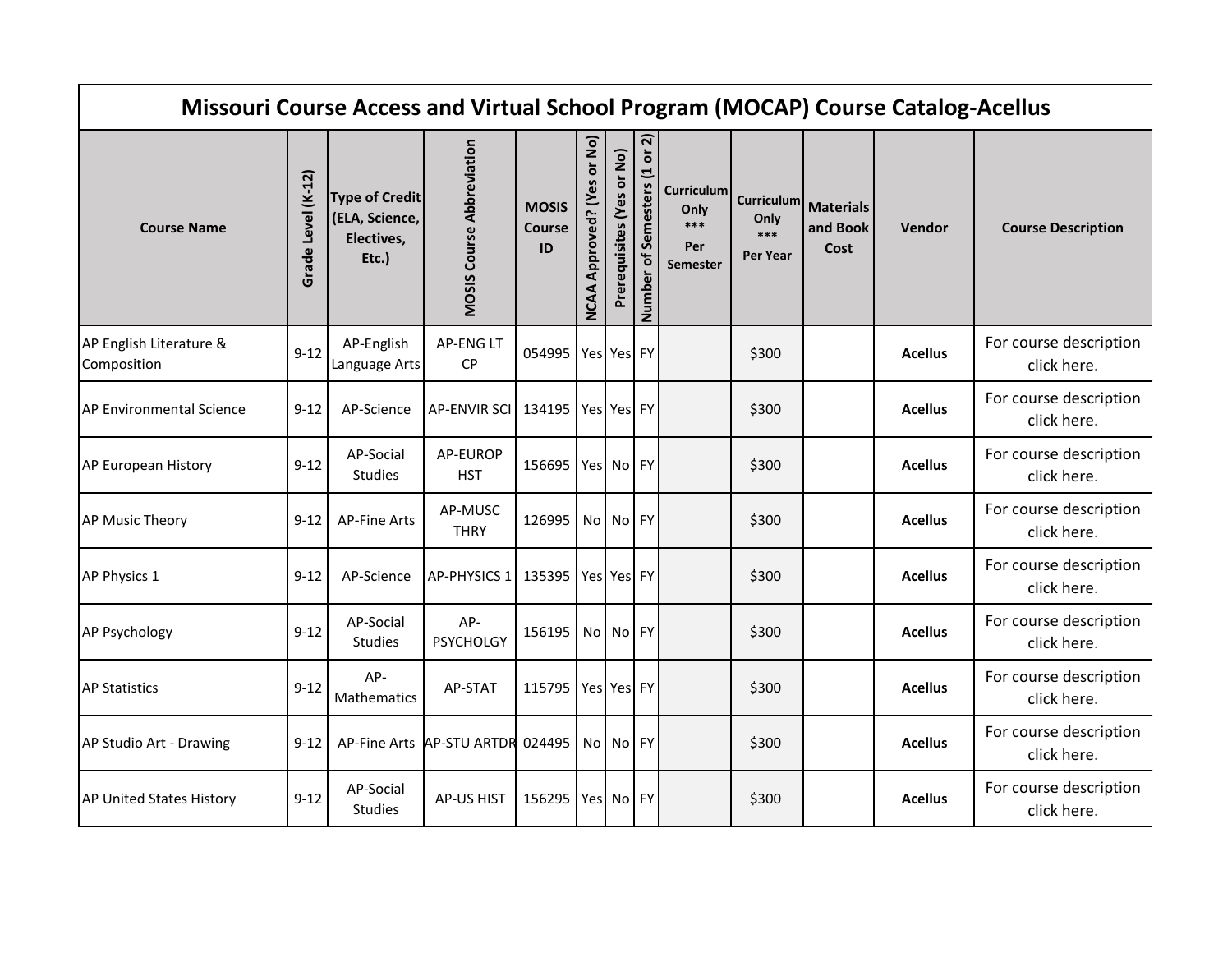# Missouri Course Access and Virtual School Program (MOCAP) Course Catalog-Acellus

| Course Name | Grade Level (K-12) | Type of Credit (ELA, Science, Electives, Etc.) | MOSIS Course Abbreviation | MOSIS Course ID | NCAA Approved? (Yes or No) | Prerequisites (Yes or No) | Number of Semesters (1 or 2) | Curriculum Only *** Per Semester | Curriculum Only *** Per Year | Materials and Book Cost | Vendor | Course Description |
|---|---|---|---|---|---|---|---|---|---|---|---|---|
| AP English Literature & Composition | 9-12 | AP-English Language Arts | AP-ENG LT CP | 054995 | Yes | Yes | FY | | $300 | | **Acellus** | For course description click here. |
| AP Environmental Science | 9-12 | AP-Science | AP-ENVIR SCI | 134195 | Yes | Yes | FY | | $300 | | **Acellus** | For course description click here. |
| AP European History | 9-12 | AP-Social Studies | AP-EUROP HST | 156695 | Yes | No | FY | | $300 | | **Acellus** | For course description click here. |
| AP Music Theory | 9-12 | AP-Fine Arts | AP-MUSC THRY | 126995 | No | No | FY | | $300 | | **Acellus** | For course description click here. |
| AP Physics 1 | 9-12 | AP-Science | AP-PHYSICS 1 | 135395 | Yes | Yes | FY | | $300 | | **Acellus** | For course description click here. |
| AP Psychology | 9-12 | AP-Social Studies | AP-PSYCHOLGY | 156195 | No | No | FY | | $300 | | **Acellus** | For course description click here. |
| AP Statistics | 9-12 | AP-Mathematics | AP-STAT | 115795 | Yes | Yes | FY | | $300 | | **Acellus** | For course description click here. |
| AP Studio Art - Drawing | 9-12 | AP-Fine Arts | AP-STU ARTDR | 024495 | No | No | FY | | $300 | | **Acellus** | For course description click here. |
| AP United States History | 9-12 | AP-Social Studies | AP-US HIST | 156295 | Yes | No | FY | | $300 | | **Acellus** | For course description click here. |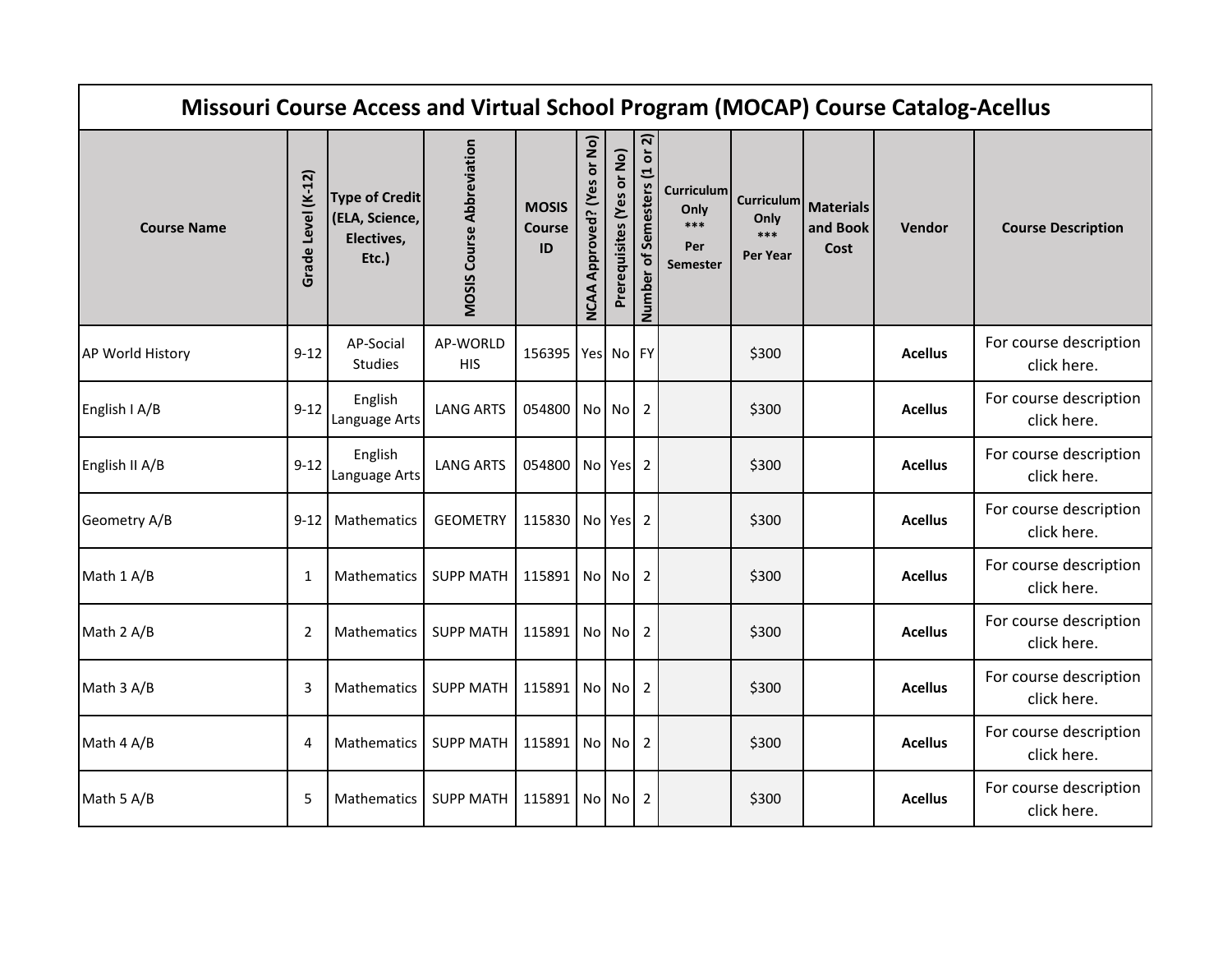| Missouri Course Access and Virtual School Program (MOCAP) Course Catalog-Acellus | | | | | | | | | | | | |
|---|---|---|---|---|---|---|---|---|---|---|---|---|
| Course Name | Grade Level (K-12) | Type of Credit (ELA, Science, Electives, Etc.) | MOSIS Course Abbreviation | MOSIS Course ID | NCAA Approved? (Yes or No) | Prerequisites (Yes or No) | Number of Semesters (1 or 2) | Curriculum Only *** Per Semester | Curriculum Only *** Per Year | Materials and Book Cost | Vendor | Course Description |
| AP World History | 9-12 | AP-Social Studies | AP-WORLD HIS | 156395 | Yes | No | FY | | $300 | | **Acellus** | For course description click here. |
| English I A/B | 9-12 | English Language Arts | LANG ARTS | 054800 | No | No | 2 | | $300 | | **Acellus** | For course description click here. |
| English II A/B | 9-12 | English Language Arts | LANG ARTS | 054800 | No | Yes | 2 | | $300 | | **Acellus** | For course description click here. |
| Geometry A/B | 9-12 | Mathematics | GEOMETRY | 115830 | No | Yes | 2 | | $300 | | **Acellus** | For course description click here. |
| Math 1 A/B | 1 | Mathematics | SUPP MATH | 115891 | No | No | 2 | | $300 | | **Acellus** | For course description click here. |
| Math 2 A/B | 2 | Mathematics | SUPP MATH | 115891 | No | No | 2 | | $300 | | **Acellus** | For course description click here. |
| Math 3 A/B | 3 | Mathematics | SUPP MATH | 115891 | No | No | 2 | | $300 | | **Acellus** | For course description click here. |
| Math 4 A/B | 4 | Mathematics | SUPP MATH | 115891 | No | No | 2 | | $300 | | **Acellus** | For course description click here. |
| Math 5 A/B | 5 | Mathematics | SUPP MATH | 115891 | No | No | 2 | | $300 | | **Acellus** | For course description click here. |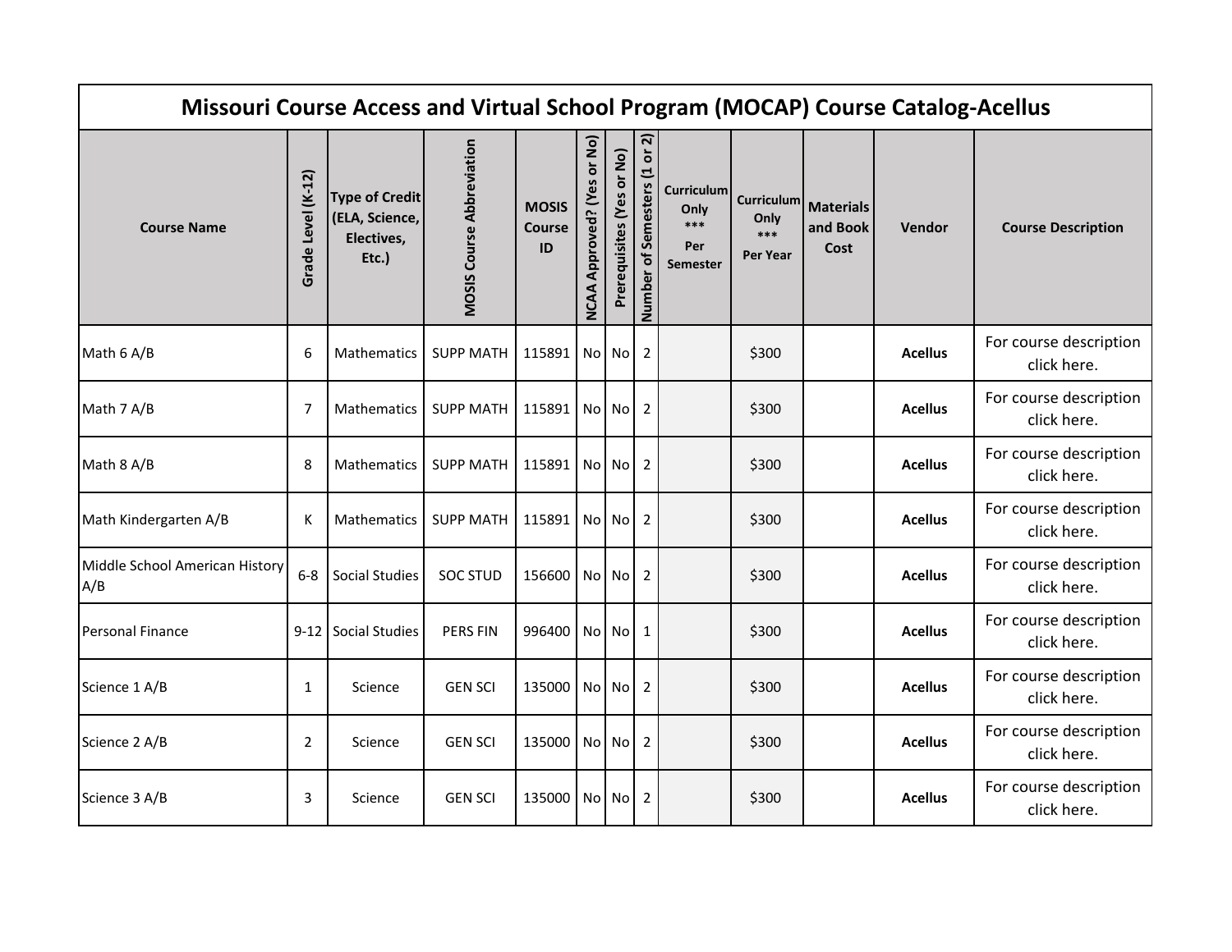| Missouri Course Access and Virtual School Program (MOCAP) Course Catalog-Acellus | | | | | | | | | | | | |
|---|---|---|---|---|---|---|---|---|---|---|---|---|
| **Course Name** | **Grade Level (K-12)** | **Type of Credit (ELA, Science, Electives, Etc.)** | **MOSIS Course Abbreviation** | **MOSIS Course ID** | **NCAA Approved? (Yes or No)** | **Prerequisites (Yes or No)** | **Number of Semesters (1 or 2)** | **Curriculum Only *** Per Semester** | **Curriculum Only *** Per Year** | **Materials and Book Cost** | **Vendor** | **Course Description** |
| Math 6 A/B | 6 | Mathematics | SUPP MATH | 115891 | No | No | 2 | | $300 | | **Acellus** | For course description click here. |
| Math 7 A/B | 7 | Mathematics | SUPP MATH | 115891 | No | No | 2 | | $300 | | **Acellus** | For course description click here. |
| Math 8 A/B | 8 | Mathematics | SUPP MATH | 115891 | No | No | 2 | | $300 | | **Acellus** | For course description click here. |
| Math Kindergarten A/B | K | Mathematics | SUPP MATH | 115891 | No | No | 2 | | $300 | | **Acellus** | For course description click here. |
| Middle School American History A/B | 6-8 | Social Studies | SOC STUD | 156600 | No | No | 2 | | $300 | | **Acellus** | For course description click here. |
| Personal Finance | 9-12 | Social Studies | PERS FIN | 996400 | No | No | 1 | | $300 | | **Acellus** | For course description click here. |
| Science 1 A/B | 1 | Science | GEN SCI | 135000 | No | No | 2 | | $300 | | **Acellus** | For course description click here. |
| Science 2 A/B | 2 | Science | GEN SCI | 135000 | No | No | 2 | | $300 | | **Acellus** | For course description click here. |
| Science 3 A/B | 3 | Science | GEN SCI | 135000 | No | No | 2 | | $300 | | **Acellus** | For course description click here. |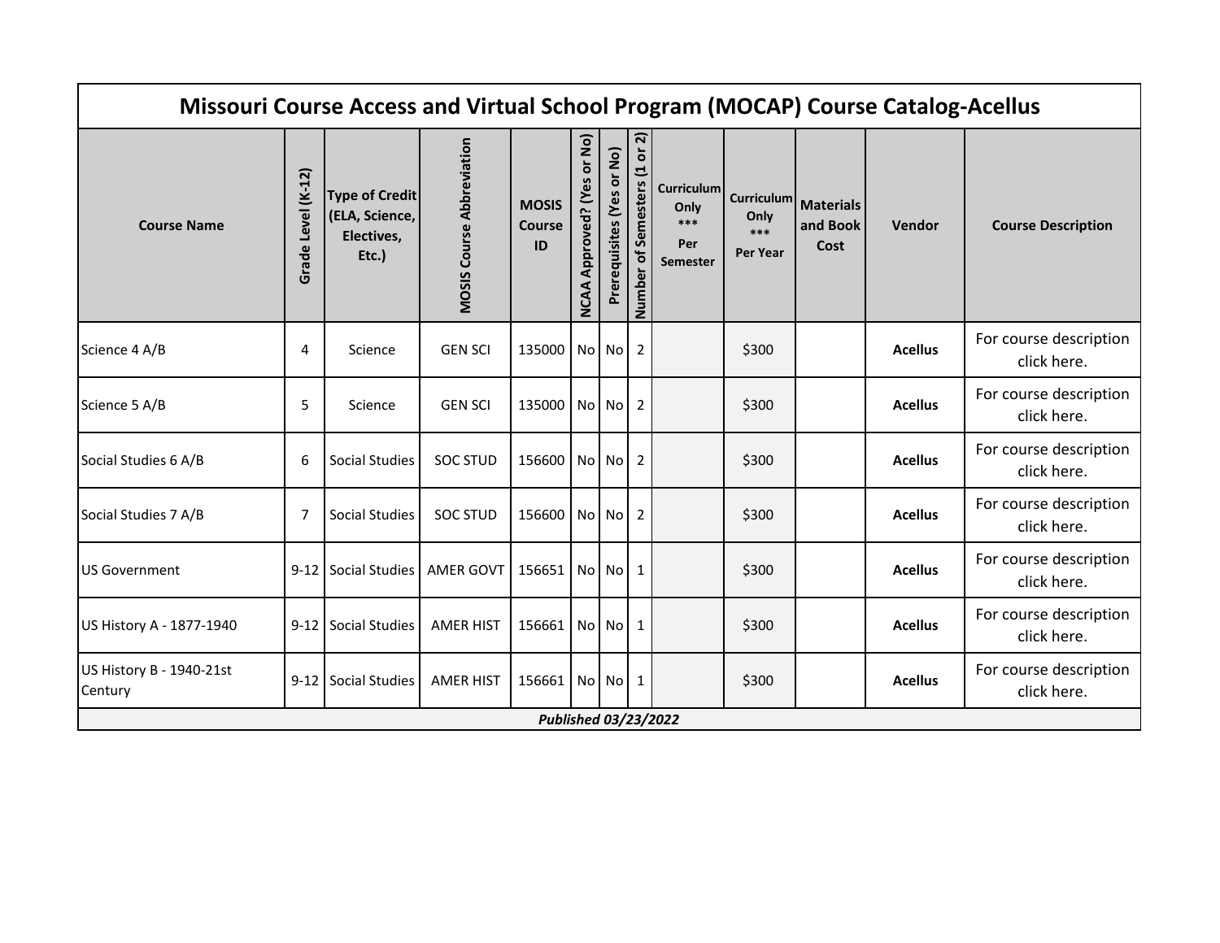# Missouri Course Access and Virtual School Program (MOCAP) Course Catalog-Acellus

| Course Name | Grade Level (K-12) | Type of Credit (ELA, Science, Electives, Etc.) | MOSIS Course Abbreviation | MOSIS Course ID | NCAA Approved? (Yes or No) | Prerequisites (Yes or No) | Number of Semesters (1 or 2) | Curriculum Only *** Per Semester | Curriculum Only *** Per Year | Materials and Book Cost | Vendor | Course Description |
|---|---|---|---|---|---|---|---|---|---|---|---|---|
| Science 4 A/B | 4 | Science | GEN SCI | 135000 | No | No | 2 | | $300 | | **Acellus** | For course description click here. |
| Science 5 A/B | 5 | Science | GEN SCI | 135000 | No | No | 2 | | $300 | | **Acellus** | For course description click here. |
| Social Studies 6 A/B | 6 | Social Studies | SOC STUD | 156600 | No | No | 2 | | $300 | | **Acellus** | For course description click here. |
| Social Studies 7 A/B | 7 | Social Studies | SOC STUD | 156600 | No | No | 2 | | $300 | | **Acellus** | For course description click here. |
| US Government | 9-12 | Social Studies | AMER GOVT | 156651 | No | No | 1 | | $300 | | **Acellus** | For course description click here. |
| US History A - 1877-1940 | 9-12 | Social Studies | AMER HIST | 156661 | No | No | 1 | | $300 | | **Acellus** | For course description click here. |
| US History B - 1940-21st Century | 9-12 | Social Studies | AMER HIST | 156661 | No | No | 1 | | $300 | | **Acellus** | For course description click here. |

***Published 03/23/2022***